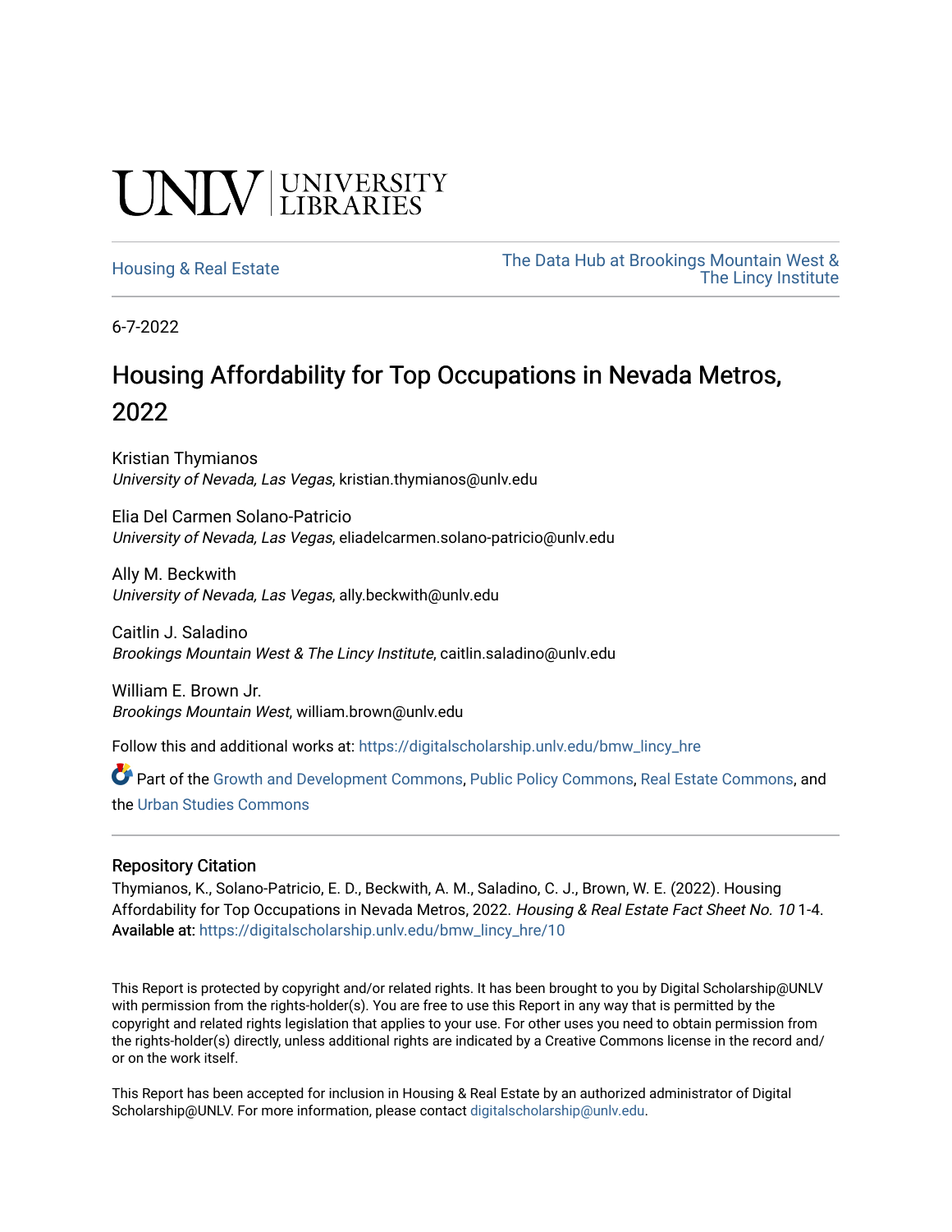UNLV | UNIVERSITY LIBRARIES

Housing & Real Estate

The Data Hub at Brookings Mountain West & The Lincy Institute

6-7-2022

# Housing Affordability for Top Occupations in Nevada Metros, 2022

Kristian Thymianos
*University of Nevada, Las Vegas*, kristian.thymianos@unlv.edu

Elia Del Carmen Solano-Patricio
*University of Nevada, Las Vegas*, eliadelcarmen.solano-patricio@unlv.edu

Ally M. Beckwith
*University of Nevada, Las Vegas*, ally.beckwith@unlv.edu

Caitlin J. Saladino
*Brookings Mountain West & The Lincy Institute*, caitlin.saladino@unlv.edu

William E. Brown Jr.
*Brookings Mountain West*, william.brown@unlv.edu

Follow this and additional works at: https://digitalscholarship.unlv.edu/bmw_lincy_hre

Part of the Growth and Development Commons, Public Policy Commons, Real Estate Commons, and the Urban Studies Commons

## Repository Citation

Thymianos, K., Solano-Patricio, E. D., Beckwith, A. M., Saladino, C. J., Brown, W. E. (2022). Housing Affordability for Top Occupations in Nevada Metros, 2022. *Housing & Real Estate Fact Sheet No. 10* 1-4.
Available at: https://digitalscholarship.unlv.edu/bmw_lincy_hre/10

This Report is protected by copyright and/or related rights. It has been brought to you by Digital Scholarship@UNLV with permission from the rights-holder(s). You are free to use this Report in any way that is permitted by the copyright and related rights legislation that applies to your use. For other uses you need to obtain permission from the rights-holder(s) directly, unless additional rights are indicated by a Creative Commons license in the record and/or on the work itself.

This Report has been accepted for inclusion in Housing & Real Estate by an authorized administrator of Digital Scholarship@UNLV. For more information, please contact digitalscholarship@unlv.edu.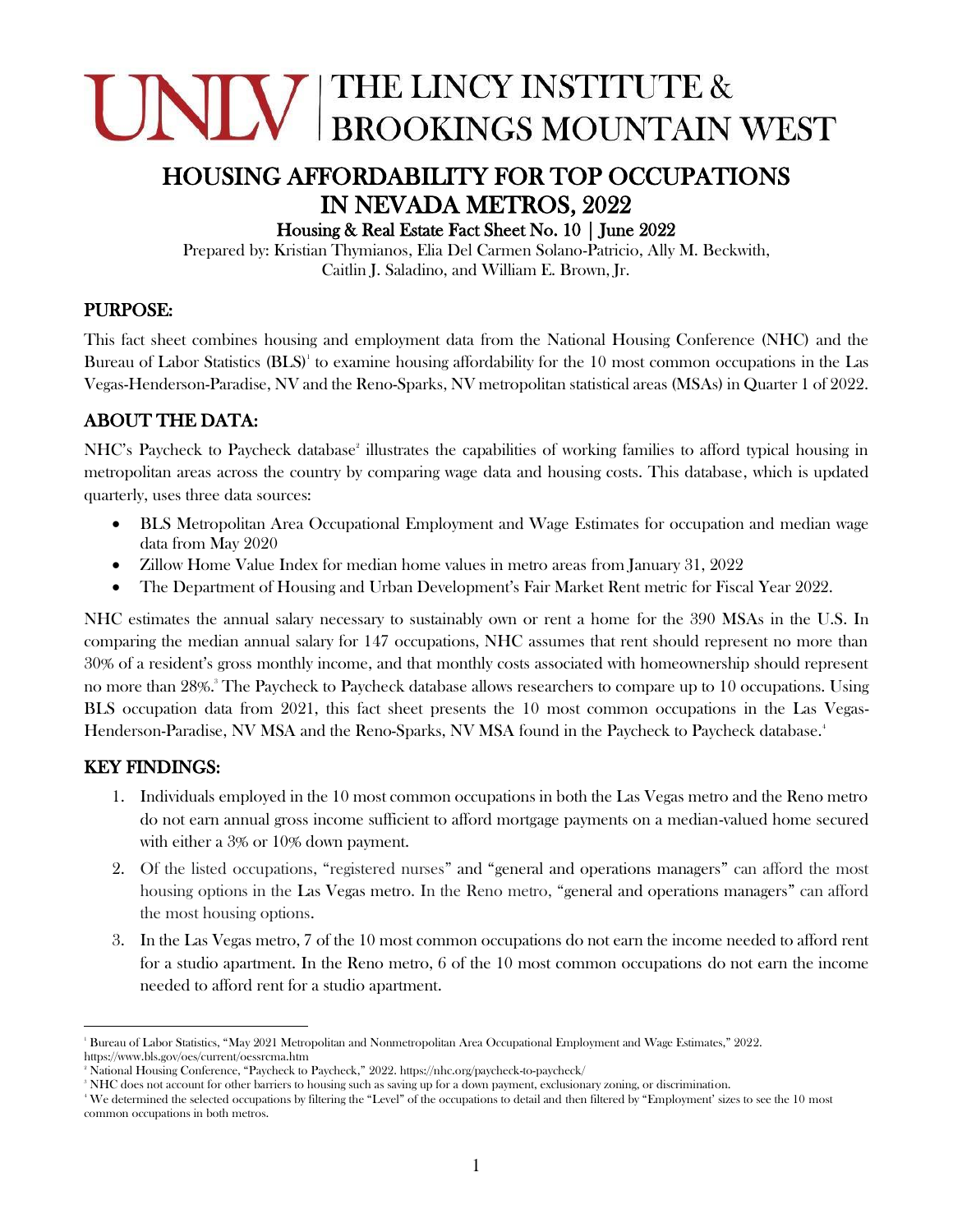# UNLV | THE LINCY INSTITUTE & BROOKINGS MOUNTAIN WEST

# HOUSING AFFORDABILITY FOR TOP OCCUPATIONS IN NEVADA METROS, 2022

### Housing & Real Estate Fact Sheet No. 10 | June 2022

Prepared by: Kristian Thymianos, Elia Del Carmen Solano-Patricio, Ally M. Beckwith, Caitlin J. Saladino, and William E. Brown, Jr.

## PURPOSE:

This fact sheet combines housing and employment data from the National Housing Conference (NHC) and the Bureau of Labor Statistics (BLS)[1] to examine housing affordability for the 10 most common occupations in the Las Vegas-Henderson-Paradise, NV and the Reno-Sparks, NV metropolitan statistical areas (MSAs) in Quarter 1 of 2022.

## ABOUT THE DATA:

NHC's Paycheck to Paycheck database[2] illustrates the capabilities of working families to afford typical housing in metropolitan areas across the country by comparing wage data and housing costs. This database, which is updated quarterly, uses three data sources:

- BLS Metropolitan Area Occupational Employment and Wage Estimates for occupation and median wage data from May 2020
- Zillow Home Value Index for median home values in metro areas from January 31, 2022
- The Department of Housing and Urban Development's Fair Market Rent metric for Fiscal Year 2022.

NHC estimates the annual salary necessary to sustainably own or rent a home for the 390 MSAs in the U.S. In comparing the median annual salary for 147 occupations, NHC assumes that rent should represent no more than 30% of a resident's gross monthly income, and that monthly costs associated with homeownership should represent no more than 28%.[3] The Paycheck to Paycheck database allows researchers to compare up to 10 occupations. Using BLS occupation data from 2021, this fact sheet presents the 10 most common occupations in the Las Vegas-Henderson-Paradise, NV MSA and the Reno-Sparks, NV MSA found in the Paycheck to Paycheck database.[4]

## KEY FINDINGS:

1. Individuals employed in the 10 most common occupations in both the Las Vegas metro and the Reno metro do not earn annual gross income sufficient to afford mortgage payments on a median-valued home secured with either a 3% or 10% down payment.
2. Of the listed occupations, "registered nurses" and "general and operations managers" can afford the most housing options in the Las Vegas metro. In the Reno metro, "general and operations managers" can afford the most housing options.
3. In the Las Vegas metro, 7 of the 10 most common occupations do not earn the income needed to afford rent for a studio apartment. In the Reno metro, 6 of the 10 most common occupations do not earn the income needed to afford rent for a studio apartment.

---

[1] Bureau of Labor Statistics, "May 2021 Metropolitan and Nonmetropolitan Area Occupational Employment and Wage Estimates," 2022. https://www.bls.gov/oes/current/oessrcma.htm

[2] National Housing Conference, "Paycheck to Paycheck," 2022. https://nhc.org/paycheck-to-paycheck/

[3] NHC does not account for other barriers to housing such as saving up for a down payment, exclusionary zoning, or discrimination.

[4] We determined the selected occupations by filtering the "Level" of the occupations to detail and then filtered by "Employment' sizes to see the 10 most common occupations in both metros.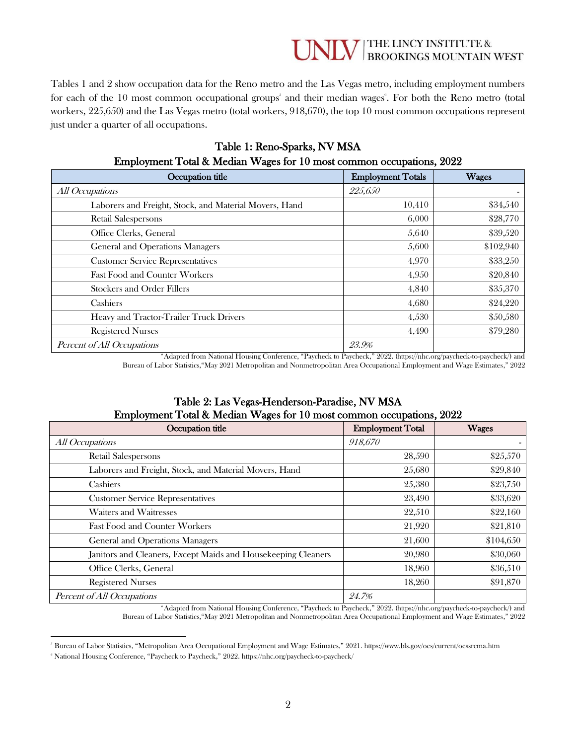Tables 1 and 2 show occupation data for the Reno metro and the Las Vegas metro, including employment numbers for each of the 10 most common occupational groups[5] and their median wages[6]. For both the Reno metro (total workers, 225,650) and the Las Vegas metro (total workers, 918,670), the top 10 most common occupations represent just under a quarter of all occupations.

**Table 1: Reno-Sparks, NV MSA**
**Employment Total & Median Wages for 10 most common occupations, 2022**

| Occupation title | Employment Totals | Wages |
|---|---|---|
| *All Occupations* | *225,650* | - |
| Laborers and Freight, Stock, and Material Movers, Hand | 10,410 | $34,540 |
| Retail Salespersons | 6,000 | $28,770 |
| Office Clerks, General | 5,640 | $39,520 |
| General and Operations Managers | 5,600 | $102,940 |
| Customer Service Representatives | 4,970 | $33,250 |
| Fast Food and Counter Workers | 4,950 | $20,840 |
| Stockers and Order Fillers | 4,840 | $35,370 |
| Cashiers | 4,680 | $24,220 |
| Heavy and Tractor-Trailer Truck Drivers | 4,530 | $50,580 |
| Registered Nurses | 4,490 | $79,280 |
| *Percent of All Occupations* | *23.9%* | |

*Adapted from National Housing Conference, "Paycheck to Paycheck," 2022. (https://nhc.org/paycheck-to-paycheck/) and Bureau of Labor Statistics,"May 2021 Metropolitan and Nonmetropolitan Area Occupational Employment and Wage Estimates," 2022

**Table 2: Las Vegas-Henderson-Paradise, NV MSA**
**Employment Total & Median Wages for 10 most common occupations, 2022**

| Occupation title | Employment Total | Wages |
|---|---|---|
| *All Occupations* | *918,670* | - |
| Retail Salespersons | 28,590 | $25,570 |
| Laborers and Freight, Stock, and Material Movers, Hand | 25,680 | $29,840 |
| Cashiers | 25,380 | $23,750 |
| Customer Service Representatives | 23,490 | $33,620 |
| Waiters and Waitresses | 22,510 | $22,160 |
| Fast Food and Counter Workers | 21,920 | $21,810 |
| General and Operations Managers | 21,600 | $104,650 |
| Janitors and Cleaners, Except Maids and Housekeeping Cleaners | 20,980 | $30,060 |
| Office Clerks, General | 18,960 | $36,510 |
| Registered Nurses | 18,260 | $91,870 |
| *Percent of All Occupations* | *24.7%* | |

*Adapted from National Housing Conference, "Paycheck to Paycheck," 2022. (https://nhc.org/paycheck-to-paycheck/) and Bureau of Labor Statistics,"May 2021 Metropolitan and Nonmetropolitan Area Occupational Employment and Wage Estimates," 2022

[5] Bureau of Labor Statistics, "Metropolitan Area Occupational Employment and Wage Estimates," 2021. https://www.bls.gov/oes/current/oessrcma.htm

[6] National Housing Conference, "Paycheck to Paycheck," 2022. https://nhc.org/paycheck-to-paycheck/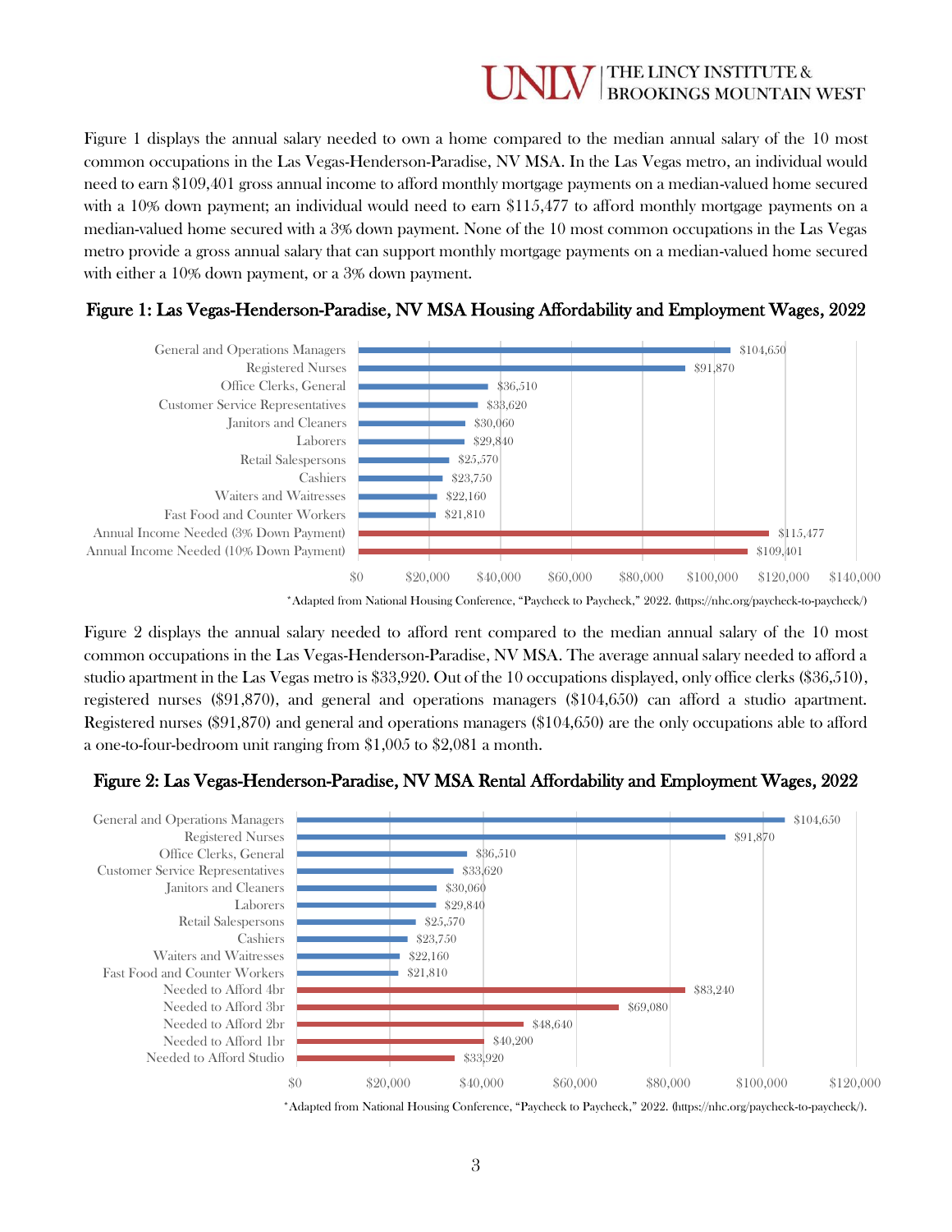Figure 1 displays the annual salary needed to own a home compared to the median annual salary of the 10 most common occupations in the Las Vegas-Henderson-Paradise, NV MSA. In the Las Vegas metro, an individual would need to earn $109,401 gross annual income to afford monthly mortgage payments on a median-valued home secured with a 10% down payment; an individual would need to earn $115,477 to afford monthly mortgage payments on a median-valued home secured with a 3% down payment. None of the 10 most common occupations in the Las Vegas metro provide a gross annual salary that can support monthly mortgage payments on a median-valued home secured with either a 10% down payment, or a 3% down payment.

**Figure 1: Las Vegas-Henderson-Paradise, NV MSA Housing Affordability and Employment Wages, 2022**

| Category | Annual Amount |
|---|---|
| General and Operations Managers | $104,650 |
| Registered Nurses | $91,870 |
| Office Clerks, General | $36,510 |
| Customer Service Representatives | $33,620 |
| Janitors and Cleaners | $30,060 |
| Laborers | $29,840 |
| Retail Salespersons | $25,570 |
| Cashiers | $23,750 |
| Waiters and Waitresses | $22,160 |
| Fast Food and Counter Workers | $21,810 |
| Annual Income Needed (3% Down Payment) | $115,477 |
| Annual Income Needed (10% Down Payment) | $109,401 |

*Adapted from National Housing Conference, "Paycheck to Paycheck," 2022. (https://nhc.org/paycheck-to-paycheck/)

Figure 2 displays the annual salary needed to afford rent compared to the median annual salary of the 10 most common occupations in the Las Vegas-Henderson-Paradise, NV MSA. The average annual salary needed to afford a studio apartment in the Las Vegas metro is $33,920. Out of the 10 occupations displayed, only office clerks ($36,510), registered nurses ($91,870), and general and operations managers ($104,650) can afford a studio apartment. Registered nurses ($91,870) and general and operations managers ($104,650) are the only occupations able to afford a one-to-four-bedroom unit ranging from $1,005 to $2,081 a month.

**Figure 2: Las Vegas-Henderson-Paradise, NV MSA Rental Affordability and Employment Wages, 2022**

| Category | Annual Amount |
|---|---|
| General and Operations Managers | $104,650 |
| Registered Nurses | $91,870 |
| Office Clerks, General | $36,510 |
| Customer Service Representatives | $33,620 |
| Janitors and Cleaners | $30,060 |
| Laborers | $29,840 |
| Retail Salespersons | $25,570 |
| Cashiers | $23,750 |
| Waiters and Waitresses | $22,160 |
| Fast Food and Counter Workers | $21,810 |
| Needed to Afford 4br | $83,240 |
| Needed to Afford 3br | $69,080 |
| Needed to Afford 2br | $48,640 |
| Needed to Afford 1br | $40,200 |
| Needed to Afford Studio | $33,920 |

*Adapted from National Housing Conference, "Paycheck to Paycheck," 2022. (https://nhc.org/paycheck-to-paycheck/).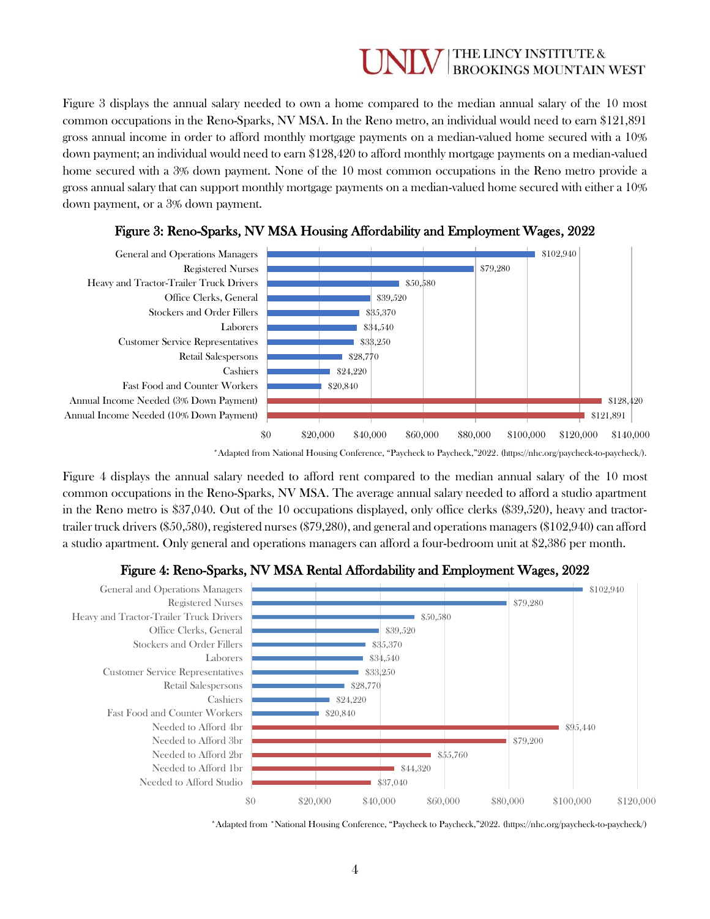Figure 3 displays the annual salary needed to own a home compared to the median annual salary of the 10 most common occupations in the Reno-Sparks, NV MSA. In the Reno metro, an individual would need to earn $121,891 gross annual income in order to afford monthly mortgage payments on a median-valued home secured with a 10% down payment; an individual would need to earn $128,420 to afford monthly mortgage payments on a median-valued home secured with a 3% down payment. None of the 10 most common occupations in the Reno metro provide a gross annual salary that can support monthly mortgage payments on a median-valued home secured with either a 10% down payment, or a 3% down payment.

**Figure 3: Reno-Sparks, NV MSA Housing Affordability and Employment Wages, 2022**

General and Operations Managers $102,940
Registered Nurses $79,280
Heavy and Tractor-Trailer Truck Drivers $50,580
Office Clerks, General $39,520
Stockers and Order Fillers $35,370
Laborers $34,540
Customer Service Representatives $33,250
Retail Salespersons $28,770
Cashiers $24,220
Fast Food and Counter Workers $20,840
Annual Income Needed (3% Down Payment) $128,420
Annual Income Needed (10% Down Payment) $121,891

$0 $20,000 $40,000 $60,000 $80,000 $100,000 $120,000 $140,000

*Adapted from National Housing Conference, "Paycheck to Paycheck,"2022. (https://nhc.org/paycheck-to-paycheck/).

Figure 4 displays the annual salary needed to afford rent compared to the median annual salary of the 10 most common occupations in the Reno-Sparks, NV MSA. The average annual salary needed to afford a studio apartment in the Reno metro is $37,040. Out of the 10 occupations displayed, only office clerks ($39,520), heavy and tractor-trailer truck drivers ($50,580), registered nurses ($79,280), and general and operations managers ($102,940) can afford a studio apartment. Only general and operations managers can afford a four-bedroom unit at $2,386 per month.

**Figure 4: Reno-Sparks, NV MSA Rental Affordability and Employment Wages, 2022**

General and Operations Managers $102,940
Registered Nurses $79,280
Heavy and Tractor-Trailer Truck Drivers $50,580
Office Clerks, General $39,520
Stockers and Order Fillers $35,370
Laborers $34,540
Customer Service Representatives $33,250
Retail Salespersons $28,770
Cashiers $24,220
Fast Food and Counter Workers $20,840
Needed to Afford 4br $95,440
Needed to Afford 3br $79,200
Needed to Afford 2br $55,760
Needed to Afford 1br $44,320
Needed to Afford Studio $37,040

$0 $20,000 $40,000 $60,000 $80,000 $100,000 $120,000

*Adapted from *National Housing Conference, "Paycheck to Paycheck,"2022. (https://nhc.org/paycheck-to-paycheck/)